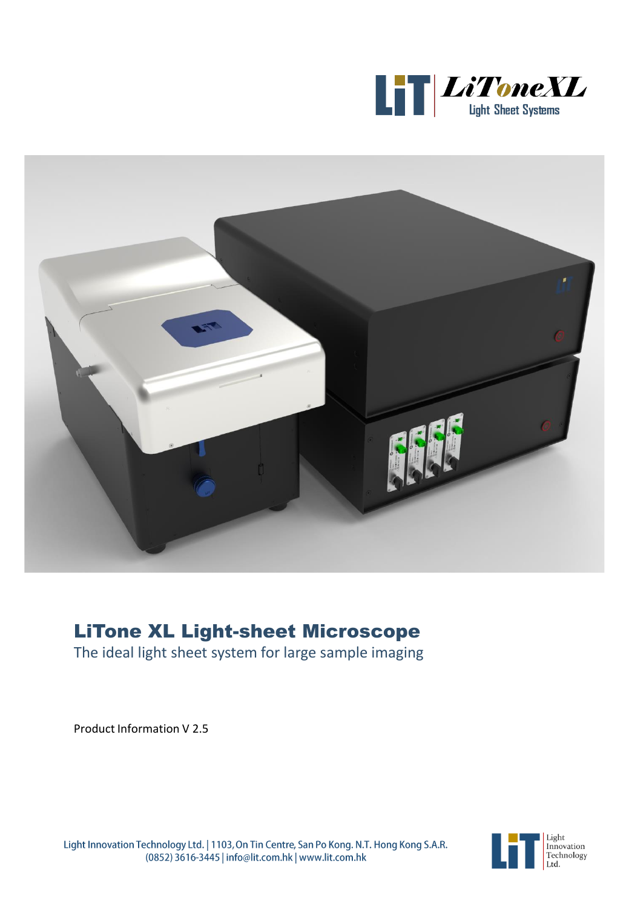# LiTone XL Light-sheet Microscope

The ideal light sheet system for large sample imaging

Product Information V 2.5

Light Innovation Technology Ltd. | 1103, On Tin Centre, San Po Kong. N.T. Hong Kong S.A.R.
(0852) 3616-3445 | info@lit.com.hk | www.lit.com.hk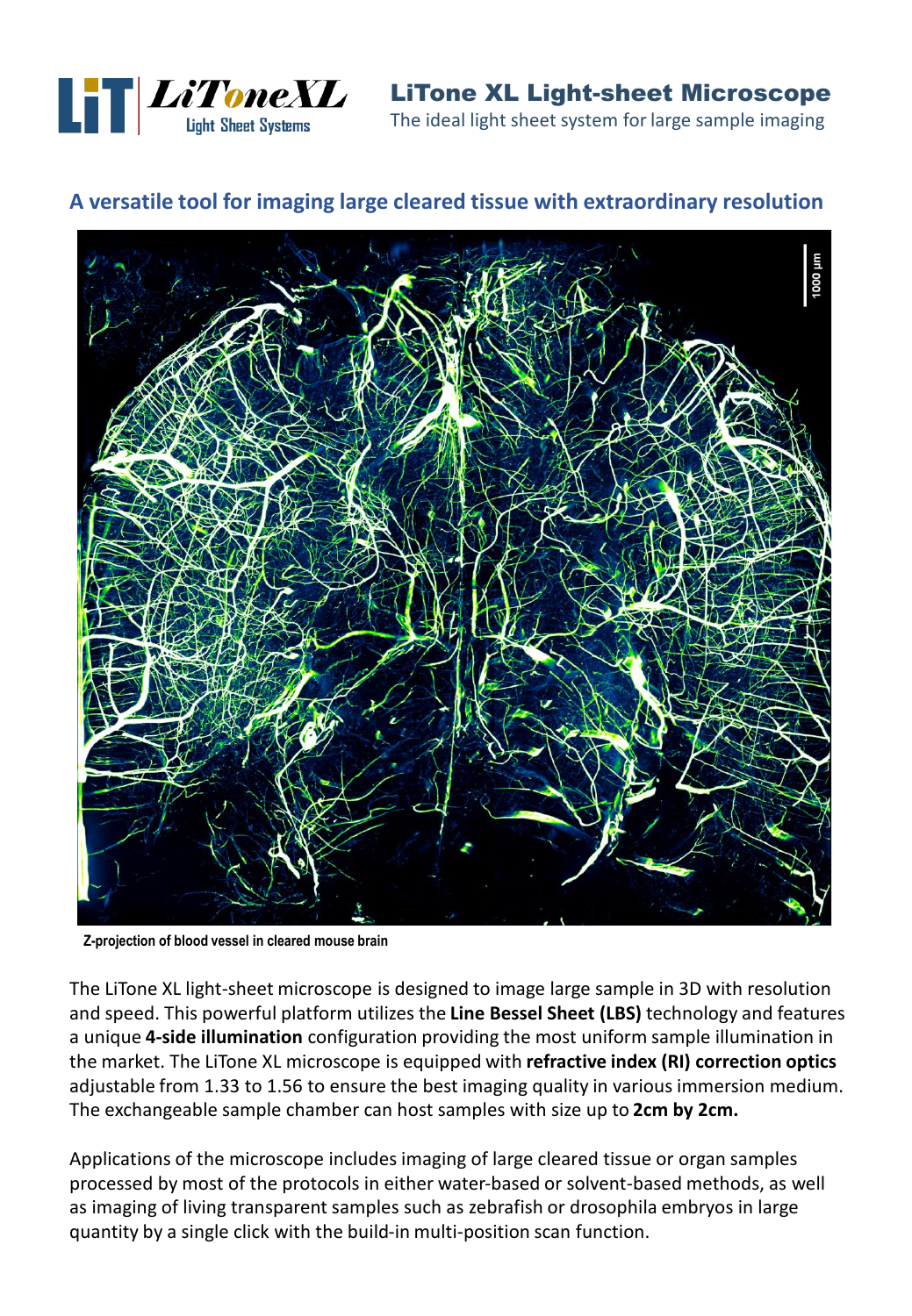# LiTone XL Light-sheet Microscope

The ideal light sheet system for large sample imaging

## A versatile tool for imaging large cleared tissue with extraordinary resolution

Z-projection of blood vessel in cleared mouse brain

The LiTone XL light-sheet microscope is designed to image large sample in 3D with resolution and speed. This powerful platform utilizes the **Line Bessel Sheet (LBS)** technology and features a unique **4-side illumination** configuration providing the most uniform sample illumination in the market. The LiTone XL microscope is equipped with **refractive index (RI) correction optics** adjustable from 1.33 to 1.56 to ensure the best imaging quality in various immersion medium. The exchangeable sample chamber can host samples with size up to **2cm by 2cm.**

Applications of the microscope includes imaging of large cleared tissue or organ samples processed by most of the protocols in either water-based or solvent-based methods, as well as imaging of living transparent samples such as zebrafish or drosophila embryos in large quantity by a single click with the build-in multi-position scan function.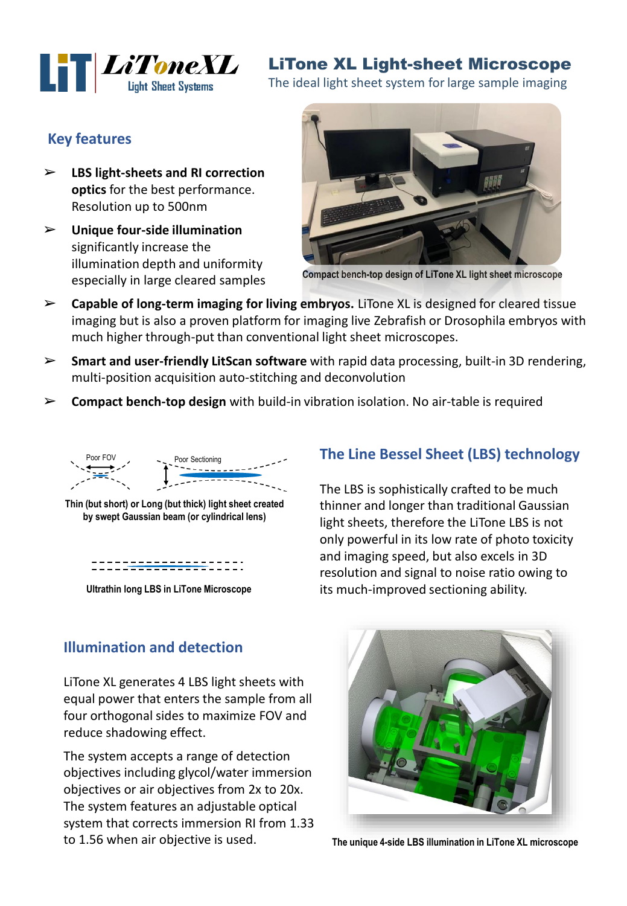# LiTone XL Light-sheet Microscope

The ideal light sheet system for large sample imaging

## Key features

- **LBS light-sheets and RI correction optics** for the best performance. Resolution up to 500nm
- **Unique four-side illumination** significantly increase the illumination depth and uniformity especially in large cleared samples

Compact bench-top design of LiTone XL light sheet microscope

- **Capable of long-term imaging for living embryos.** LiTone XL is designed for cleared tissue imaging but is also a proven platform for imaging live Zebrafish or Drosophila embryos with much higher through-put than conventional light sheet microscopes.
- **Smart and user-friendly LitScan software** with rapid data processing, built-in 3D rendering, multi-position acquisition auto-stitching and deconvolution
- **Compact bench-top design** with build-in vibration isolation. No air-table is required

Poor FOV

Poor Sectioning

Thin (but short) or Long (but thick) light sheet created by swept Gaussian beam (or cylindrical lens)

Ultrathin long LBS in LiTone Microscope

## The Line Bessel Sheet (LBS) technology

The LBS is sophistically crafted to be much thinner and longer than traditional Gaussian light sheets, therefore the LiTone LBS is not only powerful in its low rate of photo toxicity and imaging speed, but also excels in 3D resolution and signal to noise ratio owing to its much-improved sectioning ability.

## Illumination and detection

LiTone XL generates 4 LBS light sheets with equal power that enters the sample from all four orthogonal sides to maximize FOV and reduce shadowing effect.

The system accepts a range of detection objectives including glycol/water immersion objectives or air objectives from 2x to 20x. The system features an adjustable optical system that corrects immersion RI from 1.33 to 1.56 when air objective is used.

The unique 4-side LBS illumination in LiTone XL microscope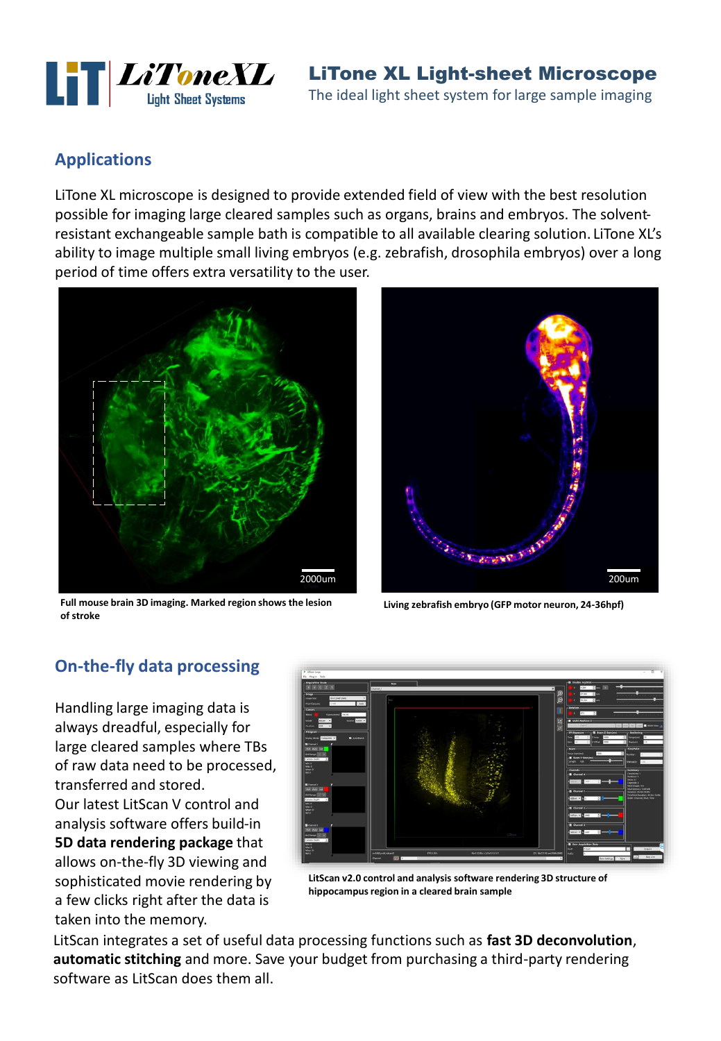# LiTone XL Light-sheet Microscope

The ideal light sheet system for large sample imaging

## Applications

LiTone XL microscope is designed to provide extended field of view with the best resolution possible for imaging large cleared samples such as organs, brains and embryos. The solvent-resistant exchangeable sample bath is compatible to all available clearing solution. LiTone XL's ability to image multiple small living embryos (e.g. zebrafish, drosophila embryos) over a long period of time offers extra versatility to the user.

**Full mouse brain 3D imaging. Marked region shows the lesion of stroke**

**Living zebrafish embryo (GFP motor neuron, 24-36hpf)**

## On-the-fly data processing

Handling large imaging data is always dreadful, especially for large cleared samples where TBs of raw data need to be processed, transferred and stored. Our latest LitScan V control and analysis software offers build-in **5D data rendering package** that allows on-the-fly 3D viewing and sophisticated movie rendering by a few clicks right after the data is taken into the memory.

**LitScan v2.0 control and analysis software rendering 3D structure of hippocampus region in a cleared brain sample**

LitScan integrates a set of useful data processing functions such as **fast 3D deconvolution**, **automatic stitching** and more. Save your budget from purchasing a third-party rendering software as LitScan does them all.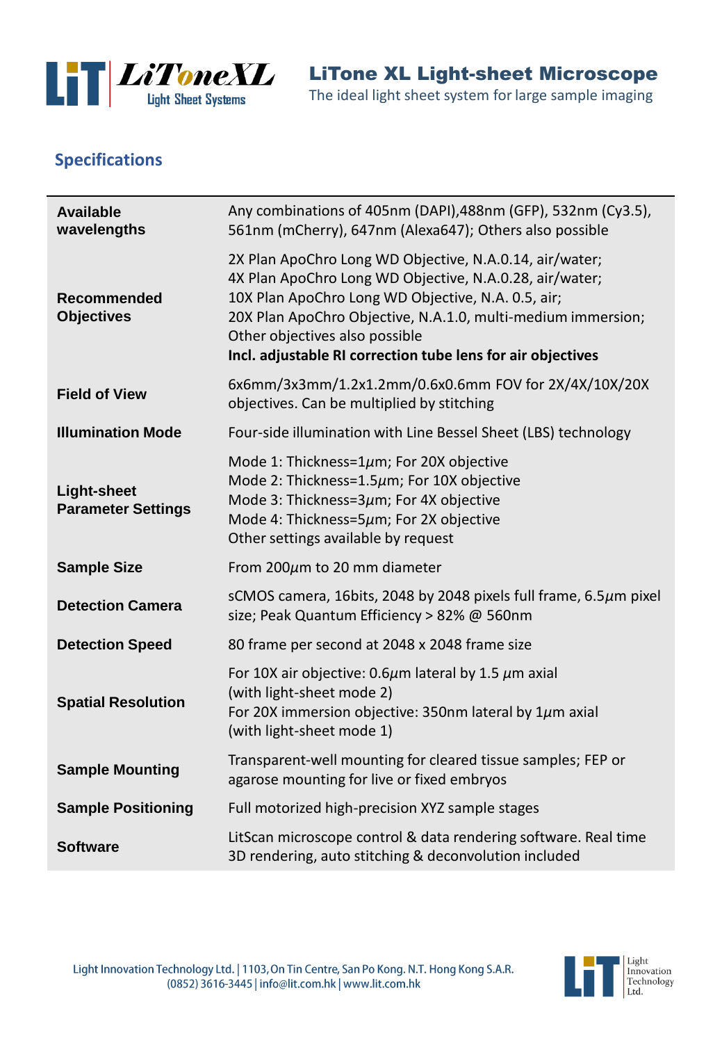# LiTone XL Light-sheet Microscope

The ideal light sheet system for large sample imaging

## Specifications

| | |
|---|---|
| **Available wavelengths** | Any combinations of 405nm (DAPI),488nm (GFP), 532nm (Cy3.5), 561nm (mCherry), 647nm (Alexa647); Others also possible |
| **Recommended Objectives** | 2X Plan ApoChro Long WD Objective, N.A.0.14, air/water;<br>4X Plan ApoChro Long WD Objective, N.A.0.28, air/water;<br>10X Plan ApoChro Long WD Objective, N.A. 0.5, air;<br>20X Plan ApoChro Objective, N.A.1.0, multi-medium immersion;<br>Other objectives also possible<br>**Incl. adjustable RI correction tube lens for air objectives** |
| **Field of View** | 6x6mm/3x3mm/1.2x1.2mm/0.6x0.6mm FOV for 2X/4X/10X/20X objectives. Can be multiplied by stitching |
| **Illumination Mode** | Four-side illumination with Line Bessel Sheet (LBS) technology |
| **Light-sheet Parameter Settings** | Mode 1: Thickness=1$\mu$m; For 20X objective<br>Mode 2: Thickness=1.5$\mu$m; For 10X objective<br>Mode 3: Thickness=3$\mu$m; For 4X objective<br>Mode 4: Thickness=5$\mu$m; For 2X objective<br>Other settings available by request |
| **Sample Size** | From 200$\mu$m to 20 mm diameter |
| **Detection Camera** | sCMOS camera, 16bits, 2048 by 2048 pixels full frame, 6.5$\mu$m pixel size; Peak Quantum Efficiency > 82% @ 560nm |
| **Detection Speed** | 80 frame per second at 2048 x 2048 frame size |
| **Spatial Resolution** | For 10X air objective: 0.6$\mu$m lateral by 1.5 $\mu$m axial (with light-sheet mode 2)<br>For 20X immersion objective: 350nm lateral by 1$\mu$m axial (with light-sheet mode 1) |
| **Sample Mounting** | Transparent-well mounting for cleared tissue samples; FEP or agarose mounting for live or fixed embryos |
| **Sample Positioning** | Full motorized high-precision XYZ sample stages |
| **Software** | LitScan microscope control & data rendering software. Real time 3D rendering, auto stitching & deconvolution included |

Light Innovation Technology Ltd. | 1103, On Tin Centre, San Po Kong. N.T. Hong Kong S.A.R.
(0852) 3616-3445 | info@lit.com.hk | www.lit.com.hk